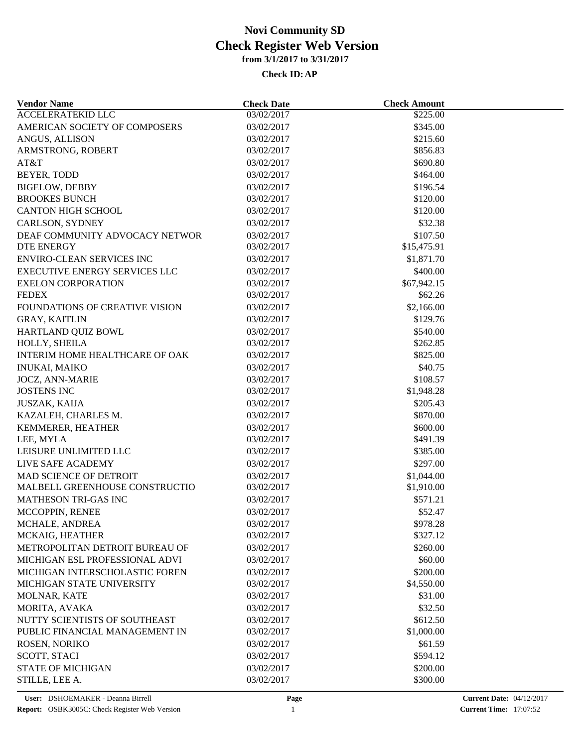# Novi Community SD
## Check Register Web Version
### from 3/1/2017 to 3/31/2017
### Check ID: AP

| Vendor Name | Check Date | Check Amount |
|---|---|---|
| ACCELERATEKID LLC | 03/02/2017 | $225.00 |
| AMERICAN SOCIETY OF COMPOSERS | 03/02/2017 | $345.00 |
| ANGUS, ALLISON | 03/02/2017 | $215.60 |
| ARMSTRONG, ROBERT | 03/02/2017 | $856.83 |
| AT&T | 03/02/2017 | $690.80 |
| BEYER, TODD | 03/02/2017 | $464.00 |
| BIGELOW, DEBBY | 03/02/2017 | $196.54 |
| BROOKES BUNCH | 03/02/2017 | $120.00 |
| CANTON HIGH SCHOOL | 03/02/2017 | $120.00 |
| CARLSON, SYDNEY | 03/02/2017 | $32.38 |
| DEAF COMMUNITY ADVOCACY NETWOR | 03/02/2017 | $107.50 |
| DTE ENERGY | 03/02/2017 | $15,475.91 |
| ENVIRO-CLEAN SERVICES INC | 03/02/2017 | $1,871.70 |
| EXECUTIVE ENERGY SERVICES LLC | 03/02/2017 | $400.00 |
| EXELON CORPORATION | 03/02/2017 | $67,942.15 |
| FEDEX | 03/02/2017 | $62.26 |
| FOUNDATIONS OF CREATIVE VISION | 03/02/2017 | $2,166.00 |
| GRAY, KAITLIN | 03/02/2017 | $129.76 |
| HARTLAND QUIZ BOWL | 03/02/2017 | $540.00 |
| HOLLY, SHEILA | 03/02/2017 | $262.85 |
| INTERIM HOME HEALTHCARE OF OAK | 03/02/2017 | $825.00 |
| INUKAI, MAIKO | 03/02/2017 | $40.75 |
| JOCZ, ANN-MARIE | 03/02/2017 | $108.57 |
| JOSTENS INC | 03/02/2017 | $1,948.28 |
| JUSZAK, KAIJA | 03/02/2017 | $205.43 |
| KAZALEH, CHARLES M. | 03/02/2017 | $870.00 |
| KEMMERER, HEATHER | 03/02/2017 | $600.00 |
| LEE, MYLA | 03/02/2017 | $491.39 |
| LEISURE UNLIMITED LLC | 03/02/2017 | $385.00 |
| LIVE SAFE ACADEMY | 03/02/2017 | $297.00 |
| MAD SCIENCE OF DETROIT | 03/02/2017 | $1,044.00 |
| MALBELL GREENHOUSE CONSTRUCTIO | 03/02/2017 | $1,910.00 |
| MATHESON TRI-GAS INC | 03/02/2017 | $571.21 |
| MCCOPPIN, RENEE | 03/02/2017 | $52.47 |
| MCHALE, ANDREA | 03/02/2017 | $978.28 |
| MCKAIG, HEATHER | 03/02/2017 | $327.12 |
| METROPOLITAN DETROIT BUREAU OF | 03/02/2017 | $260.00 |
| MICHIGAN ESL PROFESSIONAL ADVI | 03/02/2017 | $60.00 |
| MICHIGAN INTERSCHOLASTIC FOREN | 03/02/2017 | $200.00 |
| MICHIGAN STATE UNIVERSITY | 03/02/2017 | $4,550.00 |
| MOLNAR, KATE | 03/02/2017 | $31.00 |
| MORITA, AVAKA | 03/02/2017 | $32.50 |
| NUTTY SCIENTISTS OF SOUTHEAST | 03/02/2017 | $612.50 |
| PUBLIC FINANCIAL MANAGEMENT IN | 03/02/2017 | $1,000.00 |
| ROSEN, NORIKO | 03/02/2017 | $61.59 |
| SCOTT, STACI | 03/02/2017 | $594.12 |
| STATE OF MICHIGAN | 03/02/2017 | $200.00 |
| STILLE, LEE A. | 03/02/2017 | $300.00 |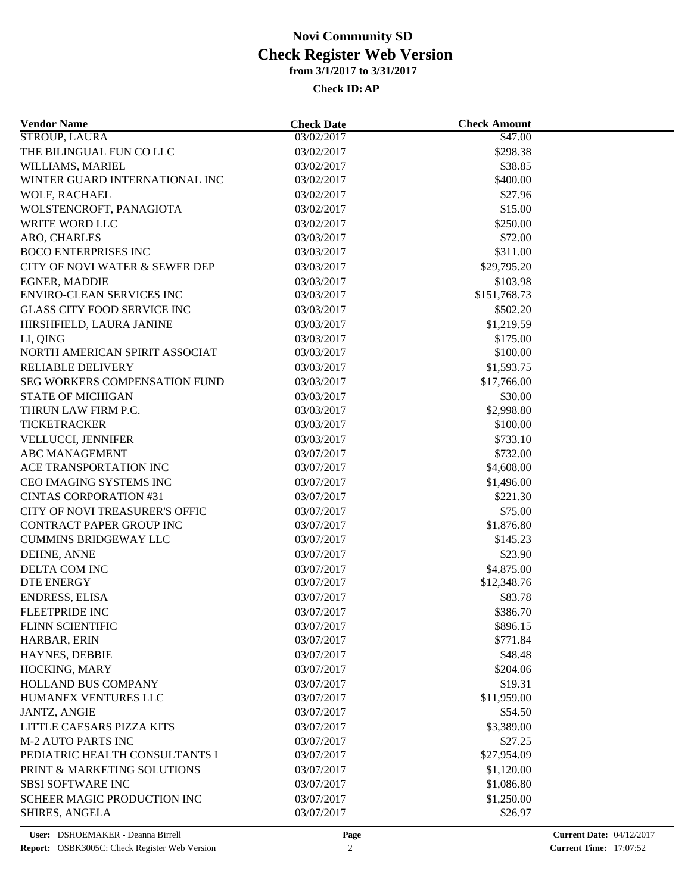# Novi Community SD
## Check Register Web Version
### from 3/1/2017 to 3/31/2017

**Check ID: AP**

| Vendor Name | Check Date | Check Amount |
|---|---|---|
| STROUP, LAURA | 03/02/2017 | $47.00 |
| THE BILINGUAL FUN CO LLC | 03/02/2017 | $298.38 |
| WILLIAMS, MARIEL | 03/02/2017 | $38.85 |
| WINTER GUARD INTERNATIONAL INC | 03/02/2017 | $400.00 |
| WOLF, RACHAEL | 03/02/2017 | $27.96 |
| WOLSTENCROFT, PANAGIOTA | 03/02/2017 | $15.00 |
| WRITE WORD LLC | 03/02/2017 | $250.00 |
| ARO, CHARLES | 03/03/2017 | $72.00 |
| BOCO ENTERPRISES INC | 03/03/2017 | $311.00 |
| CITY OF NOVI WATER & SEWER DEP | 03/03/2017 | $29,795.20 |
| EGNER, MADDIE | 03/03/2017 | $103.98 |
| ENVIRO-CLEAN SERVICES INC | 03/03/2017 | $151,768.73 |
| GLASS CITY FOOD SERVICE INC | 03/03/2017 | $502.20 |
| HIRSHFIELD, LAURA JANINE | 03/03/2017 | $1,219.59 |
| LI, QING | 03/03/2017 | $175.00 |
| NORTH AMERICAN SPIRIT ASSOCIAT | 03/03/2017 | $100.00 |
| RELIABLE DELIVERY | 03/03/2017 | $1,593.75 |
| SEG WORKERS COMPENSATION FUND | 03/03/2017 | $17,766.00 |
| STATE OF MICHIGAN | 03/03/2017 | $30.00 |
| THRUN LAW FIRM P.C. | 03/03/2017 | $2,998.80 |
| TICKETRACKER | 03/03/2017 | $100.00 |
| VELLUCCI, JENNIFER | 03/03/2017 | $733.10 |
| ABC MANAGEMENT | 03/07/2017 | $732.00 |
| ACE TRANSPORTATION INC | 03/07/2017 | $4,608.00 |
| CEO IMAGING SYSTEMS INC | 03/07/2017 | $1,496.00 |
| CINTAS CORPORATION #31 | 03/07/2017 | $221.30 |
| CITY OF NOVI TREASURER'S OFFIC | 03/07/2017 | $75.00 |
| CONTRACT PAPER GROUP INC | 03/07/2017 | $1,876.80 |
| CUMMINS BRIDGEWAY LLC | 03/07/2017 | $145.23 |
| DEHNE, ANNE | 03/07/2017 | $23.90 |
| DELTA COM INC | 03/07/2017 | $4,875.00 |
| DTE ENERGY | 03/07/2017 | $12,348.76 |
| ENDRESS, ELISA | 03/07/2017 | $83.78 |
| FLEETPRIDE INC | 03/07/2017 | $386.70 |
| FLINN SCIENTIFIC | 03/07/2017 | $896.15 |
| HARBAR, ERIN | 03/07/2017 | $771.84 |
| HAYNES, DEBBIE | 03/07/2017 | $48.48 |
| HOCKING, MARY | 03/07/2017 | $204.06 |
| HOLLAND BUS COMPANY | 03/07/2017 | $19.31 |
| HUMANEX VENTURES LLC | 03/07/2017 | $11,959.00 |
| JANTZ, ANGIE | 03/07/2017 | $54.50 |
| LITTLE CAESARS PIZZA KITS | 03/07/2017 | $3,389.00 |
| M-2 AUTO PARTS INC | 03/07/2017 | $27.25 |
| PEDIATRIC HEALTH CONSULTANTS I | 03/07/2017 | $27,954.09 |
| PRINT & MARKETING SOLUTIONS | 03/07/2017 | $1,120.00 |
| SBSI SOFTWARE INC | 03/07/2017 | $1,086.80 |
| SCHEER MAGIC PRODUCTION INC | 03/07/2017 | $1,250.00 |
| SHIRES, ANGELA | 03/07/2017 | $26.97 |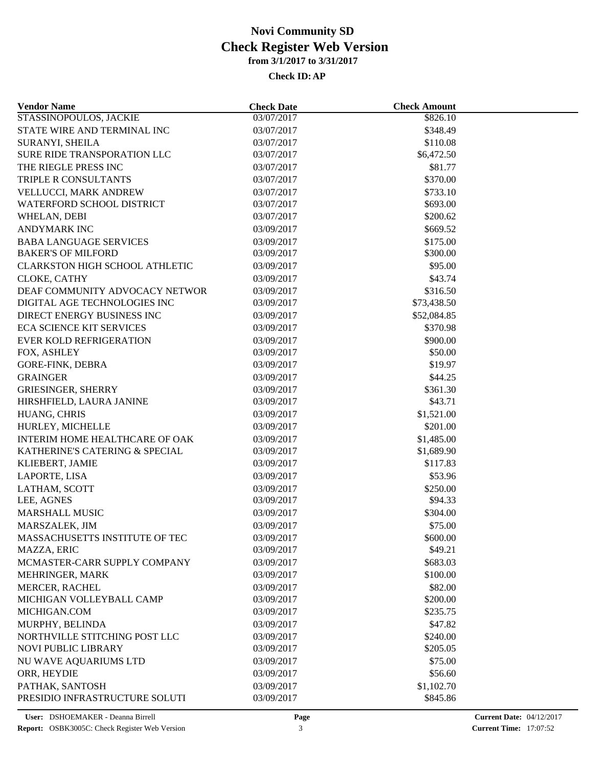# Novi Community SD

## Check Register Web Version

**from 3/1/2017 to 3/31/2017**

**Check ID: AP**

| Vendor Name | Check Date | Check Amount |
|---|---|---|
| STASSINOPOULOS, JACKIE | 03/07/2017 | $826.10 |
| STATE WIRE AND TERMINAL INC | 03/07/2017 | $348.49 |
| SURANYI, SHEILA | 03/07/2017 | $110.08 |
| SURE RIDE TRANSPORATION LLC | 03/07/2017 | $6,472.50 |
| THE RIEGLE PRESS INC | 03/07/2017 | $81.77 |
| TRIPLE R CONSULTANTS | 03/07/2017 | $370.00 |
| VELLUCCI, MARK ANDREW | 03/07/2017 | $733.10 |
| WATERFORD SCHOOL DISTRICT | 03/07/2017 | $693.00 |
| WHELAN, DEBI | 03/07/2017 | $200.62 |
| ANDYMARK INC | 03/09/2017 | $669.52 |
| BABA LANGUAGE SERVICES | 03/09/2017 | $175.00 |
| BAKER'S OF MILFORD | 03/09/2017 | $300.00 |
| CLARKSTON HIGH SCHOOL ATHLETIC | 03/09/2017 | $95.00 |
| CLOKE, CATHY | 03/09/2017 | $43.74 |
| DEAF COMMUNITY ADVOCACY NETWOR | 03/09/2017 | $316.50 |
| DIGITAL AGE TECHNOLOGIES INC | 03/09/2017 | $73,438.50 |
| DIRECT ENERGY BUSINESS INC | 03/09/2017 | $52,084.85 |
| ECA SCIENCE KIT SERVICES | 03/09/2017 | $370.98 |
| EVER KOLD REFRIGERATION | 03/09/2017 | $900.00 |
| FOX, ASHLEY | 03/09/2017 | $50.00 |
| GORE-FINK, DEBRA | 03/09/2017 | $19.97 |
| GRAINGER | 03/09/2017 | $44.25 |
| GRIESINGER, SHERRY | 03/09/2017 | $361.30 |
| HIRSHFIELD, LAURA JANINE | 03/09/2017 | $43.71 |
| HUANG, CHRIS | 03/09/2017 | $1,521.00 |
| HURLEY, MICHELLE | 03/09/2017 | $201.00 |
| INTERIM HOME HEALTHCARE OF OAK | 03/09/2017 | $1,485.00 |
| KATHERINE'S CATERING & SPECIAL | 03/09/2017 | $1,689.90 |
| KLIEBERT, JAMIE | 03/09/2017 | $117.83 |
| LAPORTE, LISA | 03/09/2017 | $53.96 |
| LATHAM, SCOTT | 03/09/2017 | $250.00 |
| LEE, AGNES | 03/09/2017 | $94.33 |
| MARSHALL MUSIC | 03/09/2017 | $304.00 |
| MARSZALEK, JIM | 03/09/2017 | $75.00 |
| MASSACHUSETTS INSTITUTE OF TEC | 03/09/2017 | $600.00 |
| MAZZA, ERIC | 03/09/2017 | $49.21 |
| MCMASTER-CARR SUPPLY COMPANY | 03/09/2017 | $683.03 |
| MEHRINGER, MARK | 03/09/2017 | $100.00 |
| MERCER, RACHEL | 03/09/2017 | $82.00 |
| MICHIGAN VOLLEYBALL CAMP | 03/09/2017 | $200.00 |
| MICHIGAN.COM | 03/09/2017 | $235.75 |
| MURPHY, BELINDA | 03/09/2017 | $47.82 |
| NORTHVILLE STITCHING POST LLC | 03/09/2017 | $240.00 |
| NOVI PUBLIC LIBRARY | 03/09/2017 | $205.05 |
| NU WAVE AQUARIUMS LTD | 03/09/2017 | $75.00 |
| ORR, HEYDIE | 03/09/2017 | $56.60 |
| PATHAK, SANTOSH | 03/09/2017 | $1,102.70 |
| PRESIDIO INFRASTRUCTURE SOLUTI | 03/09/2017 | $845.86 |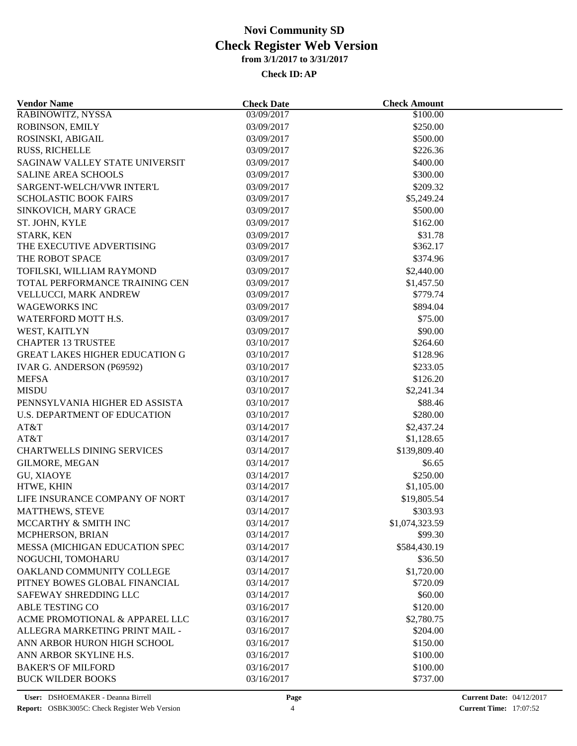# Novi Community SD
## Check Register Web Version
### from 3/1/2017 to 3/31/2017

**Check ID: AP**

| Vendor Name | Check Date | Check Amount |
|---|---|---|
| RABINOWITZ, NYSSA | 03/09/2017 | $100.00 |
| ROBINSON, EMILY | 03/09/2017 | $250.00 |
| ROSINSKI, ABIGAIL | 03/09/2017 | $500.00 |
| RUSS, RICHELLE | 03/09/2017 | $226.36 |
| SAGINAW VALLEY STATE UNIVERSIT | 03/09/2017 | $400.00 |
| SALINE AREA SCHOOLS | 03/09/2017 | $300.00 |
| SARGENT-WELCH/VWR INTER'L | 03/09/2017 | $209.32 |
| SCHOLASTIC BOOK FAIRS | 03/09/2017 | $5,249.24 |
| SINKOVICH, MARY GRACE | 03/09/2017 | $500.00 |
| ST. JOHN, KYLE | 03/09/2017 | $162.00 |
| STARK, KEN | 03/09/2017 | $31.78 |
| THE EXECUTIVE ADVERTISING | 03/09/2017 | $362.17 |
| THE ROBOT SPACE | 03/09/2017 | $374.96 |
| TOFILSKI, WILLIAM RAYMOND | 03/09/2017 | $2,440.00 |
| TOTAL PERFORMANCE TRAINING CEN | 03/09/2017 | $1,457.50 |
| VELLUCCI, MARK ANDREW | 03/09/2017 | $779.74 |
| WAGEWORKS INC | 03/09/2017 | $894.04 |
| WATERFORD MOTT H.S. | 03/09/2017 | $75.00 |
| WEST, KAITLYN | 03/09/2017 | $90.00 |
| CHAPTER 13 TRUSTEE | 03/10/2017 | $264.60 |
| GREAT LAKES HIGHER EDUCATION G | 03/10/2017 | $128.96 |
| IVAR G. ANDERSON (P69592) | 03/10/2017 | $233.05 |
| MEFSA | 03/10/2017 | $126.20 |
| MISDU | 03/10/2017 | $2,241.34 |
| PENNSYLVANIA HIGHER ED ASSISTA | 03/10/2017 | $88.46 |
| U.S. DEPARTMENT OF EDUCATION | 03/10/2017 | $280.00 |
| AT&T | 03/14/2017 | $2,437.24 |
| AT&T | 03/14/2017 | $1,128.65 |
| CHARTWELLS DINING SERVICES | 03/14/2017 | $139,809.40 |
| GILMORE, MEGAN | 03/14/2017 | $6.65 |
| GU, XIAOYE | 03/14/2017 | $250.00 |
| HTWE, KHIN | 03/14/2017 | $1,105.00 |
| LIFE INSURANCE COMPANY OF NORT | 03/14/2017 | $19,805.54 |
| MATTHEWS, STEVE | 03/14/2017 | $303.93 |
| MCCARTHY & SMITH INC | 03/14/2017 | $1,074,323.59 |
| MCPHERSON, BRIAN | 03/14/2017 | $99.30 |
| MESSA (MICHIGAN EDUCATION SPEC | 03/14/2017 | $584,430.19 |
| NOGUCHI, TOMOHARU | 03/14/2017 | $36.50 |
| OAKLAND COMMUNITY COLLEGE | 03/14/2017 | $1,720.00 |
| PITNEY BOWES GLOBAL FINANCIAL | 03/14/2017 | $720.09 |
| SAFEWAY SHREDDING LLC | 03/14/2017 | $60.00 |
| ABLE TESTING CO | 03/16/2017 | $120.00 |
| ACME PROMOTIONAL & APPAREL LLC | 03/16/2017 | $2,780.75 |
| ALLEGRA MARKETING PRINT MAIL - | 03/16/2017 | $204.00 |
| ANN ARBOR HURON HIGH SCHOOL | 03/16/2017 | $150.00 |
| ANN ARBOR SKYLINE H.S. | 03/16/2017 | $100.00 |
| BAKER'S OF MILFORD | 03/16/2017 | $100.00 |
| BUCK WILDER BOOKS | 03/16/2017 | $737.00 |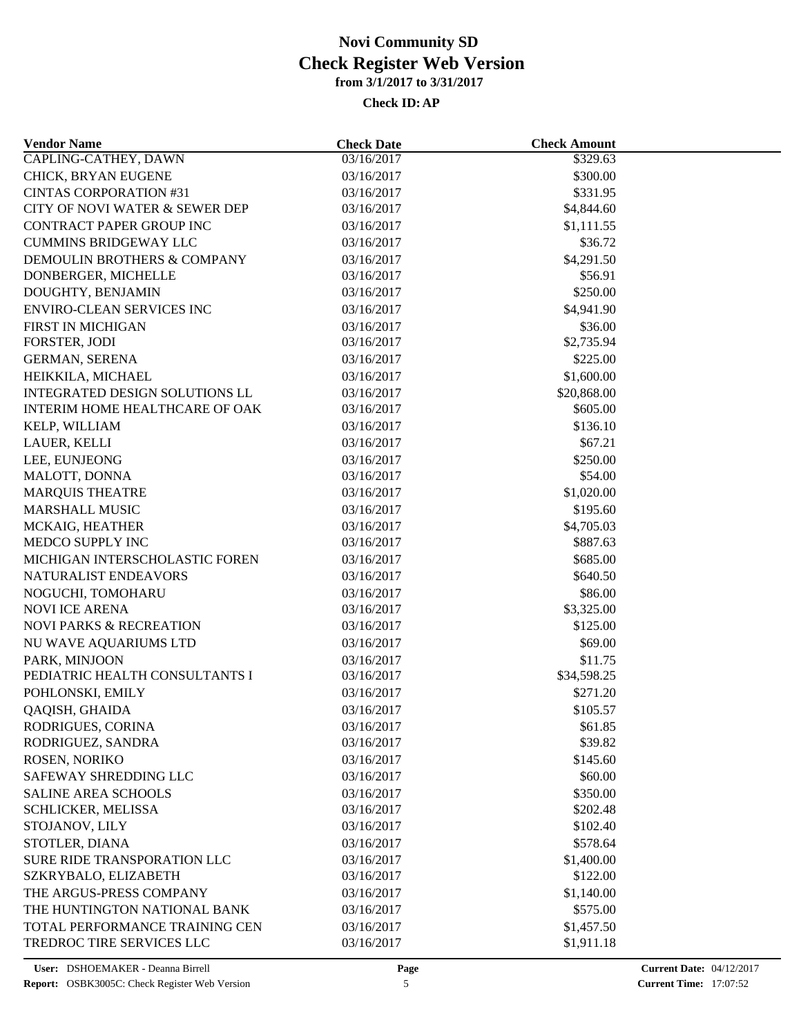# Novi Community SD
## Check Register Web Version
### from 3/1/2017 to 3/31/2017

**Check ID: AP**

| Vendor Name | Check Date | Check Amount |
|---|---|---|
| CAPLING-CATHEY, DAWN | 03/16/2017 | $329.63 |
| CHICK, BRYAN EUGENE | 03/16/2017 | $300.00 |
| CINTAS CORPORATION #31 | 03/16/2017 | $331.95 |
| CITY OF NOVI WATER & SEWER DEP | 03/16/2017 | $4,844.60 |
| CONTRACT PAPER GROUP INC | 03/16/2017 | $1,111.55 |
| CUMMINS BRIDGEWAY LLC | 03/16/2017 | $36.72 |
| DEMOULIN BROTHERS & COMPANY | 03/16/2017 | $4,291.50 |
| DONBERGER, MICHELLE | 03/16/2017 | $56.91 |
| DOUGHTY, BENJAMIN | 03/16/2017 | $250.00 |
| ENVIRO-CLEAN SERVICES INC | 03/16/2017 | $4,941.90 |
| FIRST IN MICHIGAN | 03/16/2017 | $36.00 |
| FORSTER, JODI | 03/16/2017 | $2,735.94 |
| GERMAN, SERENA | 03/16/2017 | $225.00 |
| HEIKKILA, MICHAEL | 03/16/2017 | $1,600.00 |
| INTEGRATED DESIGN SOLUTIONS LL | 03/16/2017 | $20,868.00 |
| INTERIM HOME HEALTHCARE OF OAK | 03/16/2017 | $605.00 |
| KELP, WILLIAM | 03/16/2017 | $136.10 |
| LAUER, KELLI | 03/16/2017 | $67.21 |
| LEE, EUNJEONG | 03/16/2017 | $250.00 |
| MALOTT, DONNA | 03/16/2017 | $54.00 |
| MARQUIS THEATRE | 03/16/2017 | $1,020.00 |
| MARSHALL MUSIC | 03/16/2017 | $195.60 |
| MCKAIG, HEATHER | 03/16/2017 | $4,705.03 |
| MEDCO SUPPLY INC | 03/16/2017 | $887.63 |
| MICHIGAN INTERSCHOLASTIC FOREN | 03/16/2017 | $685.00 |
| NATURALIST ENDEAVORS | 03/16/2017 | $640.50 |
| NOGUCHI, TOMOHARU | 03/16/2017 | $86.00 |
| NOVI ICE ARENA | 03/16/2017 | $3,325.00 |
| NOVI PARKS & RECREATION | 03/16/2017 | $125.00 |
| NU WAVE AQUARIUMS LTD | 03/16/2017 | $69.00 |
| PARK, MINJOON | 03/16/2017 | $11.75 |
| PEDIATRIC HEALTH CONSULTANTS I | 03/16/2017 | $34,598.25 |
| POHLONSKI, EMILY | 03/16/2017 | $271.20 |
| QAQISH, GHAIDA | 03/16/2017 | $105.57 |
| RODRIGUES, CORINA | 03/16/2017 | $61.85 |
| RODRIGUEZ, SANDRA | 03/16/2017 | $39.82 |
| ROSEN, NORIKO | 03/16/2017 | $145.60 |
| SAFEWAY SHREDDING LLC | 03/16/2017 | $60.00 |
| SALINE AREA SCHOOLS | 03/16/2017 | $350.00 |
| SCHLICKER, MELISSA | 03/16/2017 | $202.48 |
| STOJANOV, LILY | 03/16/2017 | $102.40 |
| STOTLER, DIANA | 03/16/2017 | $578.64 |
| SURE RIDE TRANSPORATION LLC | 03/16/2017 | $1,400.00 |
| SZKRYBALO, ELIZABETH | 03/16/2017 | $122.00 |
| THE ARGUS-PRESS COMPANY | 03/16/2017 | $1,140.00 |
| THE HUNTINGTON NATIONAL BANK | 03/16/2017 | $575.00 |
| TOTAL PERFORMANCE TRAINING CEN | 03/16/2017 | $1,457.50 |
| TREDROC TIRE SERVICES LLC | 03/16/2017 | $1,911.18 |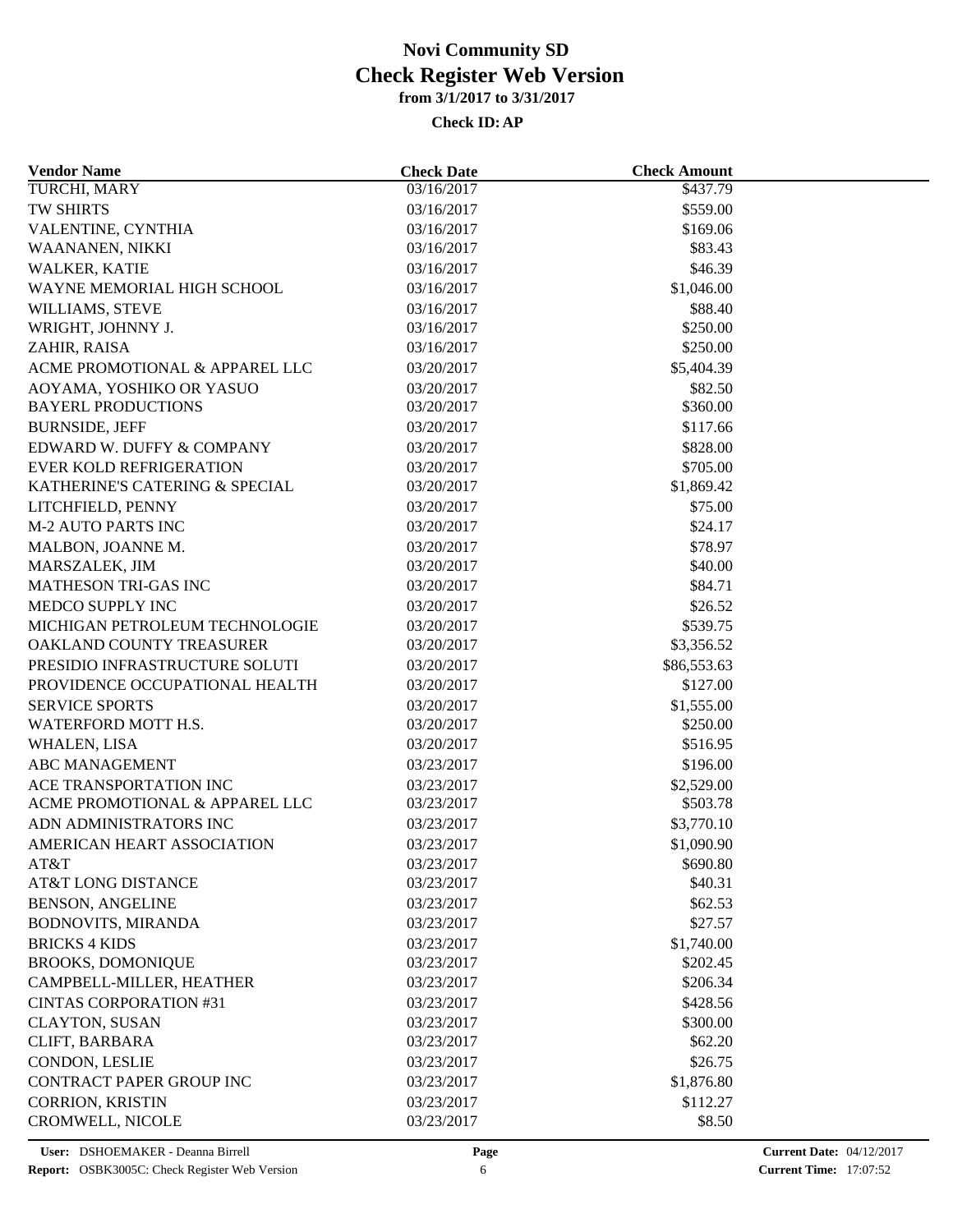# Novi Community SD
## Check Register Web Version
### from 3/1/2017 to 3/31/2017

**Check ID: AP**

| Vendor Name | Check Date | Check Amount |
|---|---|---|
| TURCHI, MARY | 03/16/2017 | $437.79 |
| TW SHIRTS | 03/16/2017 | $559.00 |
| VALENTINE, CYNTHIA | 03/16/2017 | $169.06 |
| WAANANEN, NIKKI | 03/16/2017 | $83.43 |
| WALKER, KATIE | 03/16/2017 | $46.39 |
| WAYNE MEMORIAL HIGH SCHOOL | 03/16/2017 | $1,046.00 |
| WILLIAMS, STEVE | 03/16/2017 | $88.40 |
| WRIGHT, JOHNNY J. | 03/16/2017 | $250.00 |
| ZAHIR, RAISA | 03/16/2017 | $250.00 |
| ACME PROMOTIONAL & APPAREL LLC | 03/20/2017 | $5,404.39 |
| AOYAMA, YOSHIKO OR YASUO | 03/20/2017 | $82.50 |
| BAYERL PRODUCTIONS | 03/20/2017 | $360.00 |
| BURNSIDE, JEFF | 03/20/2017 | $117.66 |
| EDWARD W. DUFFY & COMPANY | 03/20/2017 | $828.00 |
| EVER KOLD REFRIGERATION | 03/20/2017 | $705.00 |
| KATHERINE'S CATERING & SPECIAL | 03/20/2017 | $1,869.42 |
| LITCHFIELD, PENNY | 03/20/2017 | $75.00 |
| M-2 AUTO PARTS INC | 03/20/2017 | $24.17 |
| MALBON, JOANNE M. | 03/20/2017 | $78.97 |
| MARSZALEK, JIM | 03/20/2017 | $40.00 |
| MATHESON TRI-GAS INC | 03/20/2017 | $84.71 |
| MEDCO SUPPLY INC | 03/20/2017 | $26.52 |
| MICHIGAN PETROLEUM TECHNOLOGIE | 03/20/2017 | $539.75 |
| OAKLAND COUNTY TREASURER | 03/20/2017 | $3,356.52 |
| PRESIDIO INFRASTRUCTURE SOLUTI | 03/20/2017 | $86,553.63 |
| PROVIDENCE OCCUPATIONAL HEALTH | 03/20/2017 | $127.00 |
| SERVICE SPORTS | 03/20/2017 | $1,555.00 |
| WATERFORD MOTT H.S. | 03/20/2017 | $250.00 |
| WHALEN, LISA | 03/20/2017 | $516.95 |
| ABC MANAGEMENT | 03/23/2017 | $196.00 |
| ACE TRANSPORTATION INC | 03/23/2017 | $2,529.00 |
| ACME PROMOTIONAL & APPAREL LLC | 03/23/2017 | $503.78 |
| ADN ADMINISTRATORS INC | 03/23/2017 | $3,770.10 |
| AMERICAN HEART ASSOCIATION | 03/23/2017 | $1,090.90 |
| AT&T | 03/23/2017 | $690.80 |
| AT&T LONG DISTANCE | 03/23/2017 | $40.31 |
| BENSON, ANGELINE | 03/23/2017 | $62.53 |
| BODNOVITS, MIRANDA | 03/23/2017 | $27.57 |
| BRICKS 4 KIDS | 03/23/2017 | $1,740.00 |
| BROOKS, DOMONIQUE | 03/23/2017 | $202.45 |
| CAMPBELL-MILLER, HEATHER | 03/23/2017 | $206.34 |
| CINTAS CORPORATION #31 | 03/23/2017 | $428.56 |
| CLAYTON, SUSAN | 03/23/2017 | $300.00 |
| CLIFT, BARBARA | 03/23/2017 | $62.20 |
| CONDON, LESLIE | 03/23/2017 | $26.75 |
| CONTRACT PAPER GROUP INC | 03/23/2017 | $1,876.80 |
| CORRION, KRISTIN | 03/23/2017 | $112.27 |
| CROMWELL, NICOLE | 03/23/2017 | $8.50 |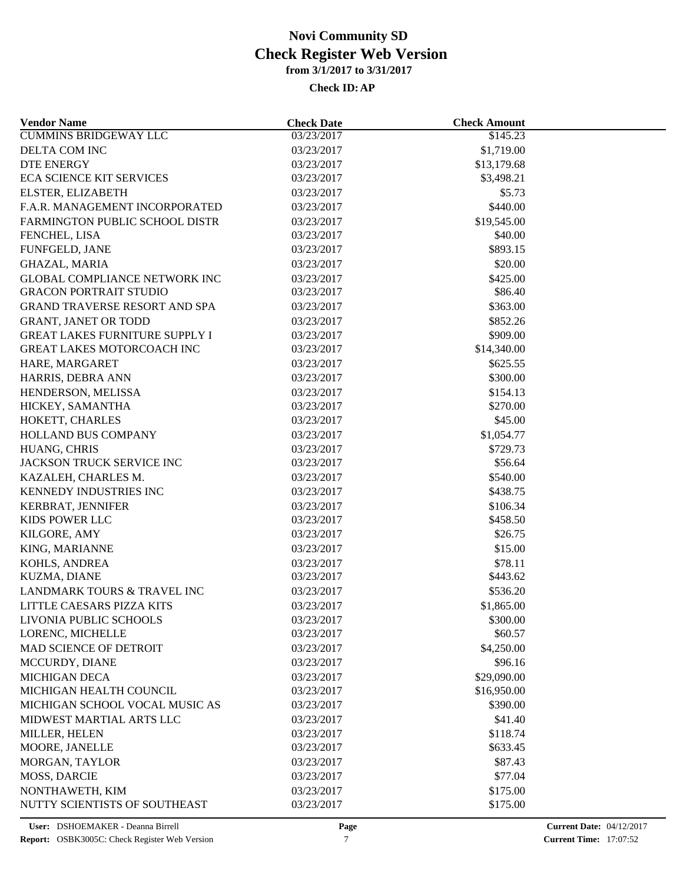# Novi Community SD
## Check Register Web Version
### from 3/1/2017 to 3/31/2017
#### Check ID: AP

| Vendor Name | Check Date | Check Amount |
|---|---|---|
| CUMMINS BRIDGEWAY LLC | 03/23/2017 | $145.23 |
| DELTA COM INC | 03/23/2017 | $1,719.00 |
| DTE ENERGY | 03/23/2017 | $13,179.68 |
| ECA SCIENCE KIT SERVICES | 03/23/2017 | $3,498.21 |
| ELSTER, ELIZABETH | 03/23/2017 | $5.73 |
| F.A.R. MANAGEMENT INCORPORATED | 03/23/2017 | $440.00 |
| FARMINGTON PUBLIC SCHOOL DISTR | 03/23/2017 | $19,545.00 |
| FENCHEL, LISA | 03/23/2017 | $40.00 |
| FUNFGELD, JANE | 03/23/2017 | $893.15 |
| GHAZAL, MARIA | 03/23/2017 | $20.00 |
| GLOBAL COMPLIANCE NETWORK INC | 03/23/2017 | $425.00 |
| GRACON PORTRAIT STUDIO | 03/23/2017 | $86.40 |
| GRAND TRAVERSE RESORT AND SPA | 03/23/2017 | $363.00 |
| GRANT, JANET OR TODD | 03/23/2017 | $852.26 |
| GREAT LAKES FURNITURE SUPPLY I | 03/23/2017 | $909.00 |
| GREAT LAKES MOTORCOACH INC | 03/23/2017 | $14,340.00 |
| HARE, MARGARET | 03/23/2017 | $625.55 |
| HARRIS, DEBRA ANN | 03/23/2017 | $300.00 |
| HENDERSON, MELISSA | 03/23/2017 | $154.13 |
| HICKEY, SAMANTHA | 03/23/2017 | $270.00 |
| HOKETT, CHARLES | 03/23/2017 | $45.00 |
| HOLLAND BUS COMPANY | 03/23/2017 | $1,054.77 |
| HUANG, CHRIS | 03/23/2017 | $729.73 |
| JACKSON TRUCK SERVICE INC | 03/23/2017 | $56.64 |
| KAZALEH, CHARLES M. | 03/23/2017 | $540.00 |
| KENNEDY INDUSTRIES INC | 03/23/2017 | $438.75 |
| KERBRAT, JENNIFER | 03/23/2017 | $106.34 |
| KIDS POWER LLC | 03/23/2017 | $458.50 |
| KILGORE, AMY | 03/23/2017 | $26.75 |
| KING, MARIANNE | 03/23/2017 | $15.00 |
| KOHLS, ANDREA | 03/23/2017 | $78.11 |
| KUZMA, DIANE | 03/23/2017 | $443.62 |
| LANDMARK TOURS & TRAVEL INC | 03/23/2017 | $536.20 |
| LITTLE CAESARS PIZZA KITS | 03/23/2017 | $1,865.00 |
| LIVONIA PUBLIC SCHOOLS | 03/23/2017 | $300.00 |
| LORENC, MICHELLE | 03/23/2017 | $60.57 |
| MAD SCIENCE OF DETROIT | 03/23/2017 | $4,250.00 |
| MCCURDY, DIANE | 03/23/2017 | $96.16 |
| MICHIGAN DECA | 03/23/2017 | $29,090.00 |
| MICHIGAN HEALTH COUNCIL | 03/23/2017 | $16,950.00 |
| MICHIGAN SCHOOL VOCAL MUSIC AS | 03/23/2017 | $390.00 |
| MIDWEST MARTIAL ARTS LLC | 03/23/2017 | $41.40 |
| MILLER, HELEN | 03/23/2017 | $118.74 |
| MOORE, JANELLE | 03/23/2017 | $633.45 |
| MORGAN, TAYLOR | 03/23/2017 | $87.43 |
| MOSS, DARCIE | 03/23/2017 | $77.04 |
| NONTHAWETH, KIM | 03/23/2017 | $175.00 |
| NUTTY SCIENTISTS OF SOUTHEAST | 03/23/2017 | $175.00 |

User: DSHOEMAKER - Deanna Birrell
Report: OSBK3005C: Check Register Web Version
Current Date: 04/12/2017
Current Time: 17:07:52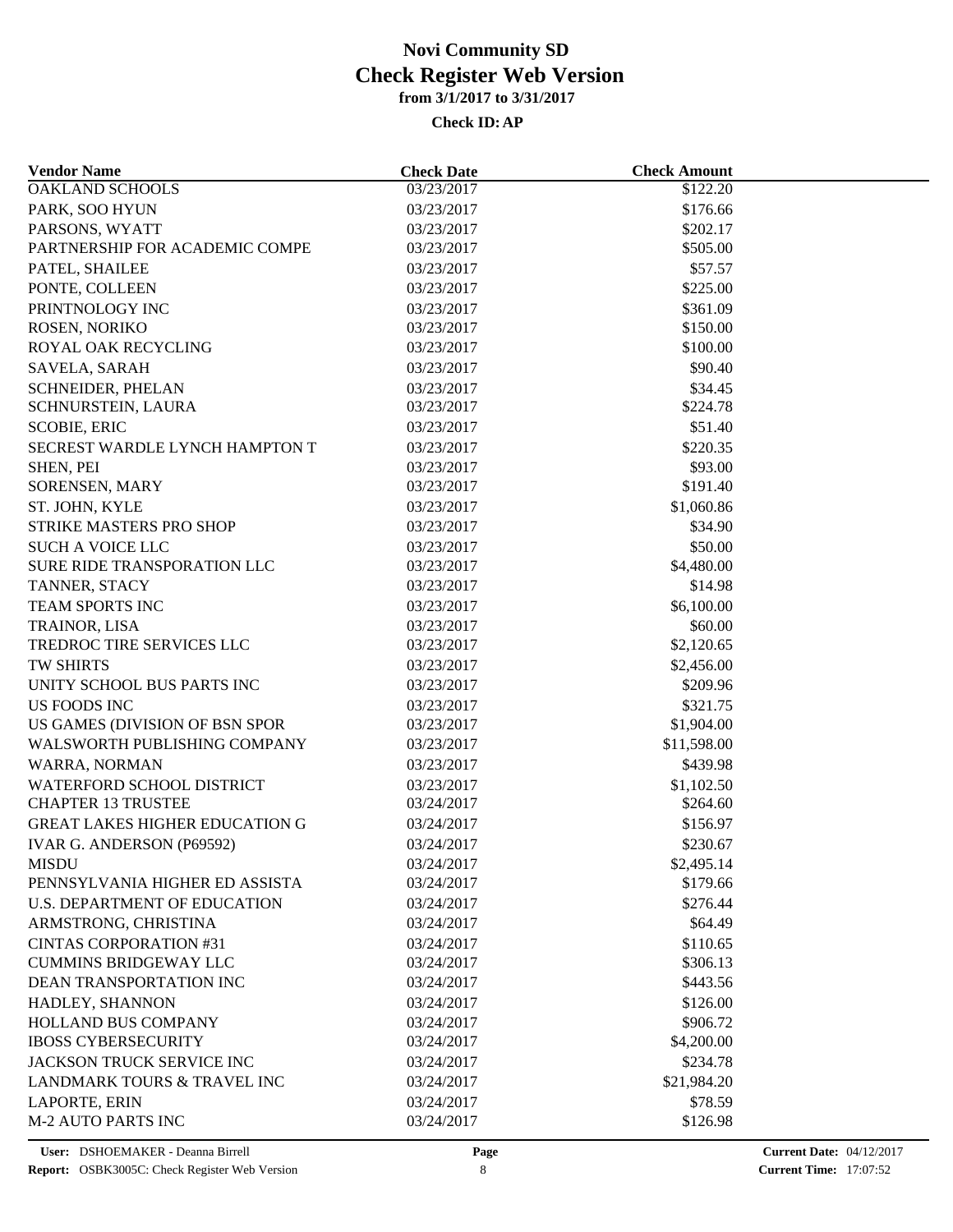# Novi Community SD
# Check Register Web Version
### from 3/1/2017 to 3/31/2017

**Check ID: AP**

| Vendor Name | Check Date | Check Amount |
|---|---|---|
| OAKLAND SCHOOLS | 03/23/2017 | $122.20 |
| PARK, SOO HYUN | 03/23/2017 | $176.66 |
| PARSONS, WYATT | 03/23/2017 | $202.17 |
| PARTNERSHIP FOR ACADEMIC COMPE | 03/23/2017 | $505.00 |
| PATEL, SHAILEE | 03/23/2017 | $57.57 |
| PONTE, COLLEEN | 03/23/2017 | $225.00 |
| PRINTNOLOGY INC | 03/23/2017 | $361.09 |
| ROSEN, NORIKO | 03/23/2017 | $150.00 |
| ROYAL OAK RECYCLING | 03/23/2017 | $100.00 |
| SAVELA, SARAH | 03/23/2017 | $90.40 |
| SCHNEIDER, PHELAN | 03/23/2017 | $34.45 |
| SCHNURSTEIN, LAURA | 03/23/2017 | $224.78 |
| SCOBIE, ERIC | 03/23/2017 | $51.40 |
| SECREST WARDLE LYNCH HAMPTON T | 03/23/2017 | $220.35 |
| SHEN, PEI | 03/23/2017 | $93.00 |
| SORENSEN, MARY | 03/23/2017 | $191.40 |
| ST. JOHN, KYLE | 03/23/2017 | $1,060.86 |
| STRIKE MASTERS PRO SHOP | 03/23/2017 | $34.90 |
| SUCH A VOICE LLC | 03/23/2017 | $50.00 |
| SURE RIDE TRANSPORATION LLC | 03/23/2017 | $4,480.00 |
| TANNER, STACY | 03/23/2017 | $14.98 |
| TEAM SPORTS INC | 03/23/2017 | $6,100.00 |
| TRAINOR, LISA | 03/23/2017 | $60.00 |
| TREDROC TIRE SERVICES LLC | 03/23/2017 | $2,120.65 |
| TW SHIRTS | 03/23/2017 | $2,456.00 |
| UNITY SCHOOL BUS PARTS INC | 03/23/2017 | $209.96 |
| US FOODS INC | 03/23/2017 | $321.75 |
| US GAMES (DIVISION OF BSN SPOR | 03/23/2017 | $1,904.00 |
| WALSWORTH PUBLISHING COMPANY | 03/23/2017 | $11,598.00 |
| WARRA, NORMAN | 03/23/2017 | $439.98 |
| WATERFORD SCHOOL DISTRICT | 03/23/2017 | $1,102.50 |
| CHAPTER 13 TRUSTEE | 03/24/2017 | $264.60 |
| GREAT LAKES HIGHER EDUCATION G | 03/24/2017 | $156.97 |
| IVAR G. ANDERSON (P69592) | 03/24/2017 | $230.67 |
| MISDU | 03/24/2017 | $2,495.14 |
| PENNSYLVANIA HIGHER ED ASSISTA | 03/24/2017 | $179.66 |
| U.S. DEPARTMENT OF EDUCATION | 03/24/2017 | $276.44 |
| ARMSTRONG, CHRISTINA | 03/24/2017 | $64.49 |
| CINTAS CORPORATION #31 | 03/24/2017 | $110.65 |
| CUMMINS BRIDGEWAY LLC | 03/24/2017 | $306.13 |
| DEAN TRANSPORTATION INC | 03/24/2017 | $443.56 |
| HADLEY, SHANNON | 03/24/2017 | $126.00 |
| HOLLAND BUS COMPANY | 03/24/2017 | $906.72 |
| IBOSS CYBERSECURITY | 03/24/2017 | $4,200.00 |
| JACKSON TRUCK SERVICE INC | 03/24/2017 | $234.78 |
| LANDMARK TOURS & TRAVEL INC | 03/24/2017 | $21,984.20 |
| LAPORTE, ERIN | 03/24/2017 | $78.59 |
| M-2 AUTO PARTS INC | 03/24/2017 | $126.98 |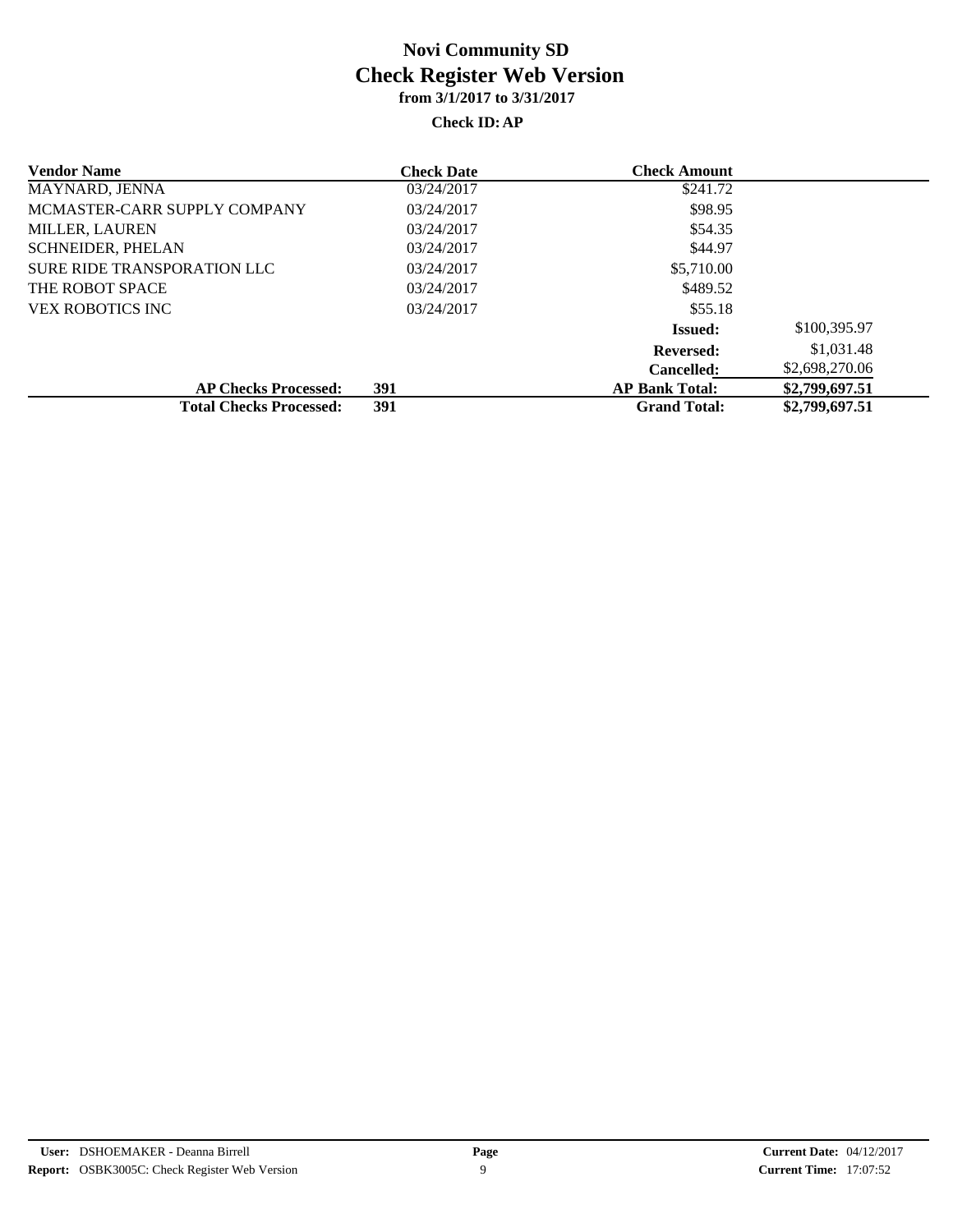# Novi Community SD

## Check Register Web Version

### from 3/1/2017 to 3/31/2017

**Check ID: AP**

| Vendor Name | Check Date | Check Amount | |
|---|---|---|---|
| MAYNARD, JENNA | 03/24/2017 | $241.72 | |
| MCMASTER-CARR SUPPLY COMPANY | 03/24/2017 | $98.95 | |
| MILLER, LAUREN | 03/24/2017 | $54.35 | |
| SCHNEIDER, PHELAN | 03/24/2017 | $44.97 | |
| SURE RIDE TRANSPORATION LLC | 03/24/2017 | $5,710.00 | |
| THE ROBOT SPACE | 03/24/2017 | $489.52 | |
| VEX ROBOTICS INC | 03/24/2017 | $55.18 | |
| | | **Issued:** | $100,395.97 |
| | | **Reversed:** | $1,031.48 |
| | | **Cancelled:** | $2,698,270.06 |
| **AP Checks Processed:** | **391** | **AP Bank Total:** | **$2,799,697.51** |
| **Total Checks Processed:** | **391** | **Grand Total:** | **$2,799,697.51** |

**User:** DSHOEMAKER - Deanna Birrell
**Report:** OSBK3005C: Check Register Web Version
**Current Date:** 04/12/2017
**Current Time:** 17:07:52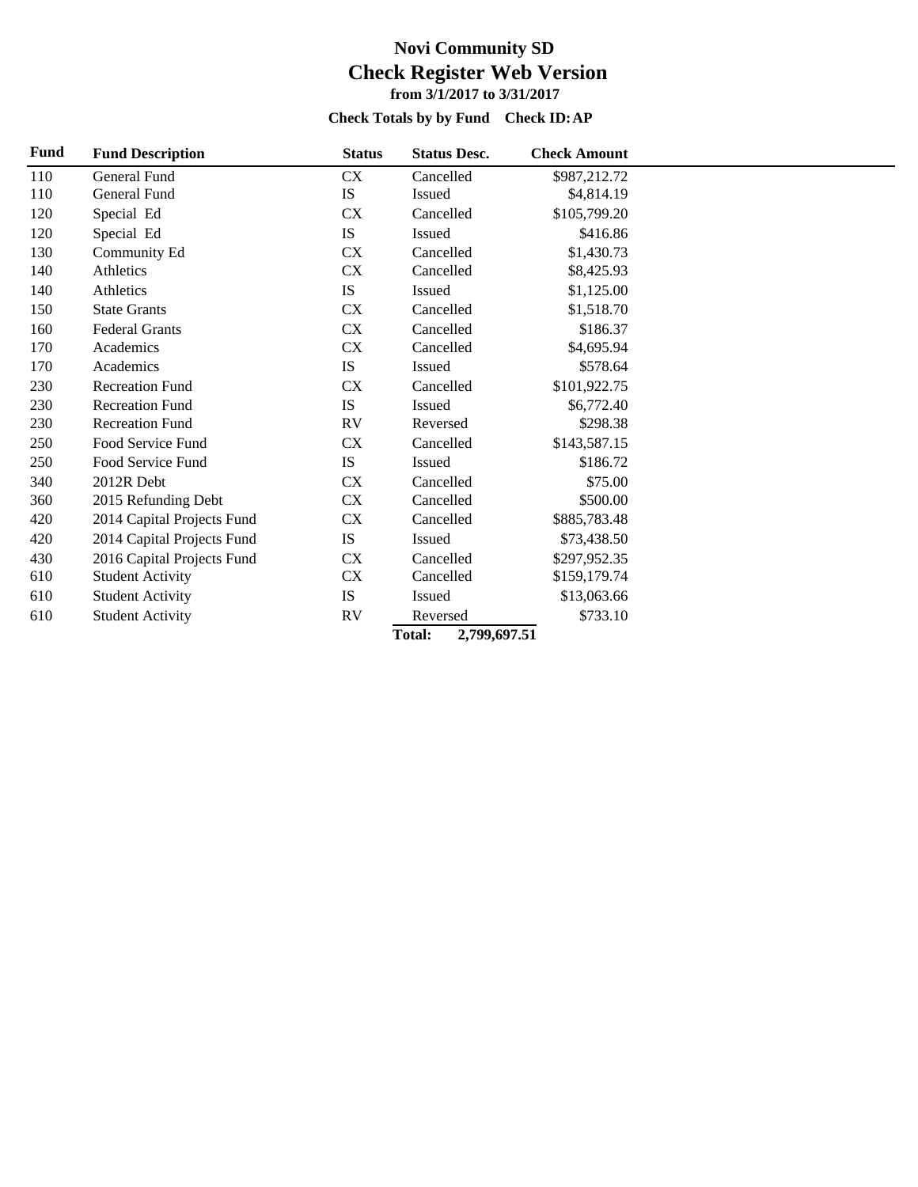# Novi Community SD

## Check Register Web Version

**from 3/1/2017 to 3/31/2017**

**Check Totals by by Fund Check ID: AP**

| Fund | Fund Description | Status | Status Desc. | Check Amount |
|---|---|---|---|---|
| 110 | General Fund | CX | Cancelled | $987,212.72 |
| 110 | General Fund | IS | Issued | $4,814.19 |
| 120 | Special Ed | CX | Cancelled | $105,799.20 |
| 120 | Special Ed | IS | Issued | $416.86 |
| 130 | Community Ed | CX | Cancelled | $1,430.73 |
| 140 | Athletics | CX | Cancelled | $8,425.93 |
| 140 | Athletics | IS | Issued | $1,125.00 |
| 150 | State Grants | CX | Cancelled | $1,518.70 |
| 160 | Federal Grants | CX | Cancelled | $186.37 |
| 170 | Academics | CX | Cancelled | $4,695.94 |
| 170 | Academics | IS | Issued | $578.64 |
| 230 | Recreation Fund | CX | Cancelled | $101,922.75 |
| 230 | Recreation Fund | IS | Issued | $6,772.40 |
| 230 | Recreation Fund | RV | Reversed | $298.38 |
| 250 | Food Service Fund | CX | Cancelled | $143,587.15 |
| 250 | Food Service Fund | IS | Issued | $186.72 |
| 340 | 2012R Debt | CX | Cancelled | $75.00 |
| 360 | 2015 Refunding Debt | CX | Cancelled | $500.00 |
| 420 | 2014 Capital Projects Fund | CX | Cancelled | $885,783.48 |
| 420 | 2014 Capital Projects Fund | IS | Issued | $73,438.50 |
| 430 | 2016 Capital Projects Fund | CX | Cancelled | $297,952.35 |
| 610 | Student Activity | CX | Cancelled | $159,179.74 |
| 610 | Student Activity | IS | Issued | $13,063.66 |
| 610 | Student Activity | RV | Reversed | $733.10 |
| | | | **Total:** | **2,799,697.51** |